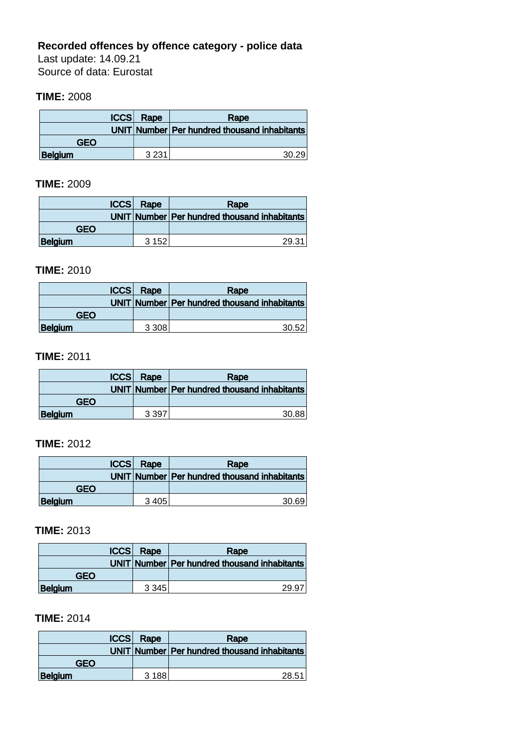**Recorded offences by offence category - police data**

Last update: 14.09.21

Source of data: Eurostat

**TIME:** 2008

| ICCS | Rape | Rape |
|---|---|---|
| UNIT | Number | Per hundred thousand inhabitants |
| GEO | | |
| Belgium | 3 231 | 30.29 |

**TIME:** 2009

| ICCS | Rape | Rape |
|---|---|---|
| UNIT | Number | Per hundred thousand inhabitants |
| GEO | | |
| Belgium | 3 152 | 29.31 |

**TIME:** 2010

| ICCS | Rape | Rape |
|---|---|---|
| UNIT | Number | Per hundred thousand inhabitants |
| GEO | | |
| Belgium | 3 308 | 30.52 |

**TIME:** 2011

| ICCS | Rape | Rape |
|---|---|---|
| UNIT | Number | Per hundred thousand inhabitants |
| GEO | | |
| Belgium | 3 397 | 30.88 |

**TIME:** 2012

| ICCS | Rape | Rape |
|---|---|---|
| UNIT | Number | Per hundred thousand inhabitants |
| GEO | | |
| Belgium | 3 405 | 30.69 |

**TIME:** 2013

| ICCS | Rape | Rape |
|---|---|---|
| UNIT | Number | Per hundred thousand inhabitants |
| GEO | | |
| Belgium | 3 345 | 29.97 |

**TIME:** 2014

| ICCS | Rape | Rape |
|---|---|---|
| UNIT | Number | Per hundred thousand inhabitants |
| GEO | | |
| Belgium | 3 188 | 28.51 |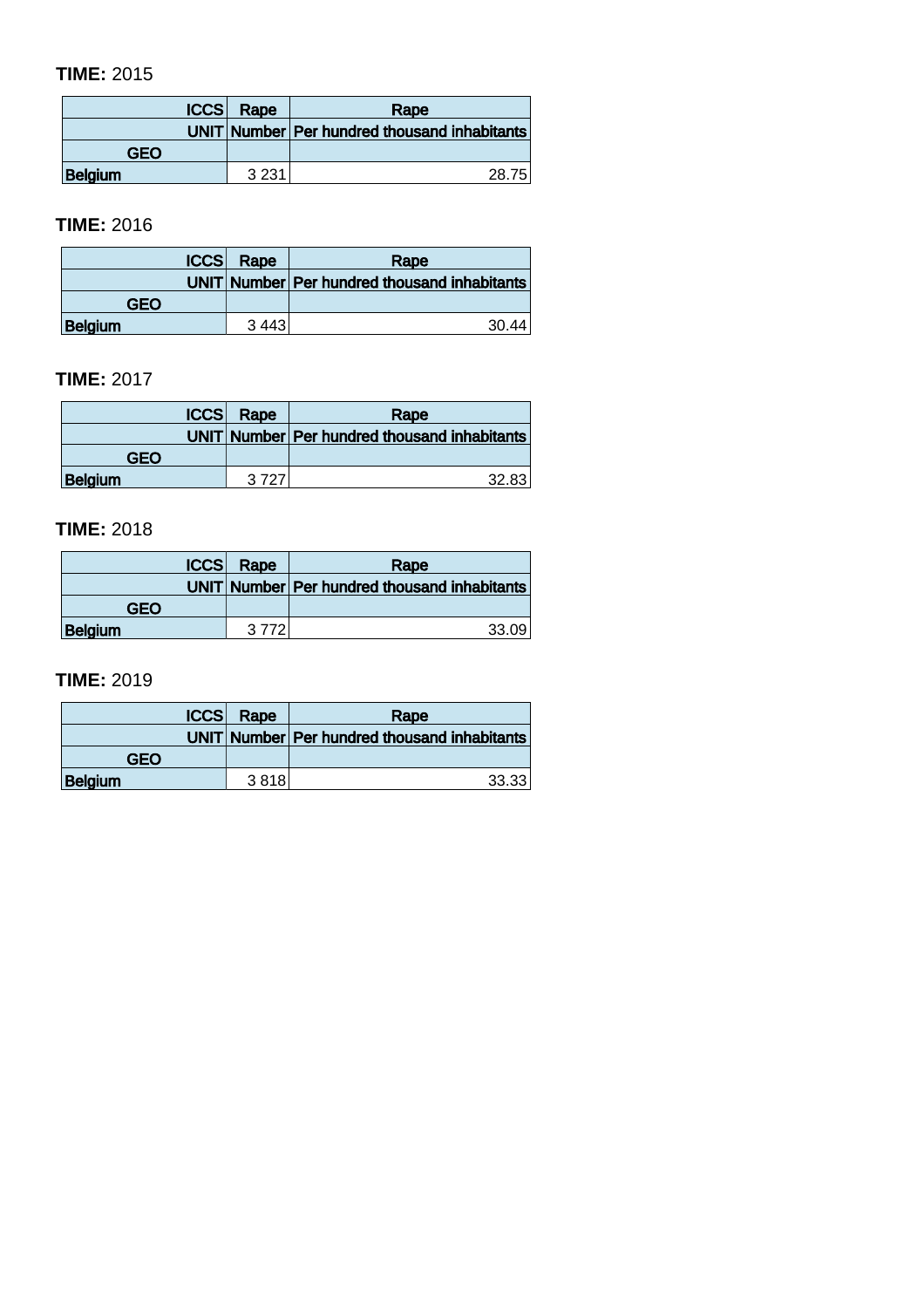**TIME:** 2015

| ICCS | Rape | Rape |
|---|---|---|
| UNIT | Number | Per hundred thousand inhabitants |
| GEO | | |
| Belgium | 3 231 | 28.75 |

**TIME:** 2016

| ICCS | Rape | Rape |
|---|---|---|
| UNIT | Number | Per hundred thousand inhabitants |
| GEO | | |
| Belgium | 3 443 | 30.44 |

**TIME:** 2017

| ICCS | Rape | Rape |
|---|---|---|
| UNIT | Number | Per hundred thousand inhabitants |
| GEO | | |
| Belgium | 3 727 | 32.83 |

**TIME:** 2018

| ICCS | Rape | Rape |
|---|---|---|
| UNIT | Number | Per hundred thousand inhabitants |
| GEO | | |
| Belgium | 3 772 | 33.09 |

**TIME:** 2019

| ICCS | Rape | Rape |
|---|---|---|
| UNIT | Number | Per hundred thousand inhabitants |
| GEO | | |
| Belgium | 3 818 | 33.33 |